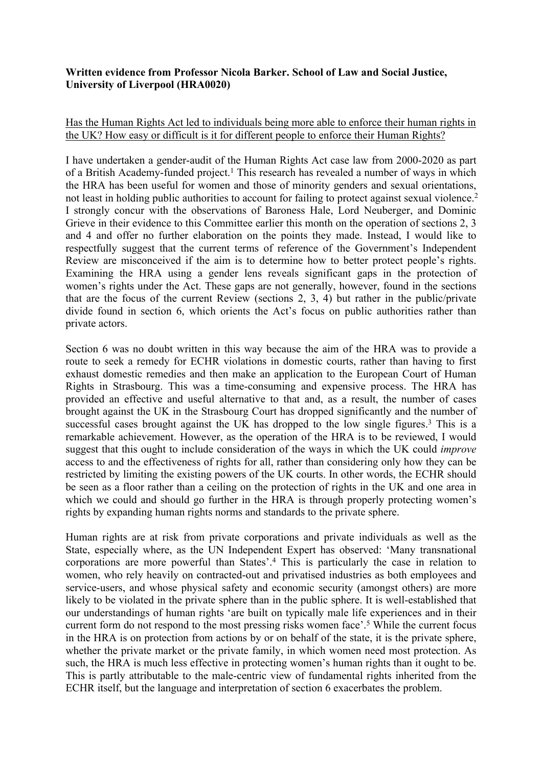**Written evidence from Professor Nicola Barker. School of Law and Social Justice, University of Liverpool (HRA0020)**

Has the Human Rights Act led to individuals being more able to enforce their human rights in the UK? How easy or difficult is it for different people to enforce their Human Rights?

I have undertaken a gender-audit of the Human Rights Act case law from 2000-2020 as part of a British Academy-funded project.[1] This research has revealed a number of ways in which the HRA has been useful for women and those of minority genders and sexual orientations, not least in holding public authorities to account for failing to protect against sexual violence.[2] I strongly concur with the observations of Baroness Hale, Lord Neuberger, and Dominic Grieve in their evidence to this Committee earlier this month on the operation of sections 2, 3 and 4 and offer no further elaboration on the points they made. Instead, I would like to respectfully suggest that the current terms of reference of the Government's Independent Review are misconceived if the aim is to determine how to better protect people's rights. Examining the HRA using a gender lens reveals significant gaps in the protection of women's rights under the Act. These gaps are not generally, however, found in the sections that are the focus of the current Review (sections 2, 3, 4) but rather in the public/private divide found in section 6, which orients the Act's focus on public authorities rather than private actors.

Section 6 was no doubt written in this way because the aim of the HRA was to provide a route to seek a remedy for ECHR violations in domestic courts, rather than having to first exhaust domestic remedies and then make an application to the European Court of Human Rights in Strasbourg. This was a time-consuming and expensive process. The HRA has provided an effective and useful alternative to that and, as a result, the number of cases brought against the UK in the Strasbourg Court has dropped significantly and the number of successful cases brought against the UK has dropped to the low single figures.[3] This is a remarkable achievement. However, as the operation of the HRA is to be reviewed, I would suggest that this ought to include consideration of the ways in which the UK could *improve* access to and the effectiveness of rights for all, rather than considering only how they can be restricted by limiting the existing powers of the UK courts. In other words, the ECHR should be seen as a floor rather than a ceiling on the protection of rights in the UK and one area in which we could and should go further in the HRA is through properly protecting women's rights by expanding human rights norms and standards to the private sphere.

Human rights are at risk from private corporations and private individuals as well as the State, especially where, as the UN Independent Expert has observed: 'Many transnational corporations are more powerful than States'.[4] This is particularly the case in relation to women, who rely heavily on contracted-out and privatised industries as both employees and service-users, and whose physical safety and economic security (amongst others) are more likely to be violated in the private sphere than in the public sphere. It is well-established that our understandings of human rights 'are built on typically male life experiences and in their current form do not respond to the most pressing risks women face'.[5] While the current focus in the HRA is on protection from actions by or on behalf of the state, it is the private sphere, whether the private market or the private family, in which women need most protection. As such, the HRA is much less effective in protecting women's human rights than it ought to be. This is partly attributable to the male-centric view of fundamental rights inherited from the ECHR itself, but the language and interpretation of section 6 exacerbates the problem.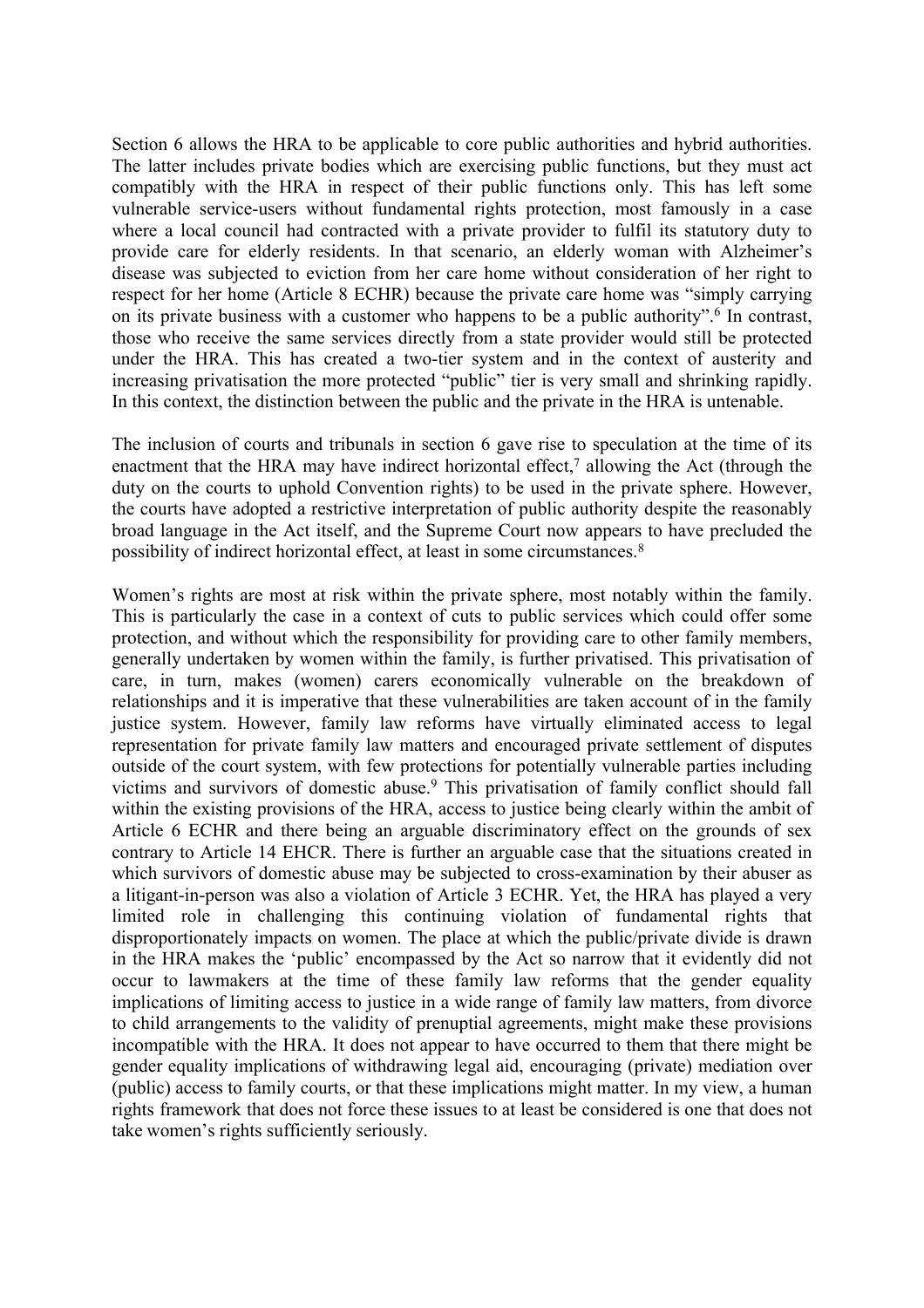Section 6 allows the HRA to be applicable to core public authorities and hybrid authorities. The latter includes private bodies which are exercising public functions, but they must act compatibly with the HRA in respect of their public functions only. This has left some vulnerable service-users without fundamental rights protection, most famously in a case where a local council had contracted with a private provider to fulfil its statutory duty to provide care for elderly residents. In that scenario, an elderly woman with Alzheimer's disease was subjected to eviction from her care home without consideration of her right to respect for her home (Article 8 ECHR) because the private care home was "simply carrying on its private business with a customer who happens to be a public authority".[6] In contrast, those who receive the same services directly from a state provider would still be protected under the HRA. This has created a two-tier system and in the context of austerity and increasing privatisation the more protected "public" tier is very small and shrinking rapidly. In this context, the distinction between the public and the private in the HRA is untenable.

The inclusion of courts and tribunals in section 6 gave rise to speculation at the time of its enactment that the HRA may have indirect horizontal effect,[7] allowing the Act (through the duty on the courts to uphold Convention rights) to be used in the private sphere. However, the courts have adopted a restrictive interpretation of public authority despite the reasonably broad language in the Act itself, and the Supreme Court now appears to have precluded the possibility of indirect horizontal effect, at least in some circumstances.[8]

Women's rights are most at risk within the private sphere, most notably within the family. This is particularly the case in a context of cuts to public services which could offer some protection, and without which the responsibility for providing care to other family members, generally undertaken by women within the family, is further privatised. This privatisation of care, in turn, makes (women) carers economically vulnerable on the breakdown of relationships and it is imperative that these vulnerabilities are taken account of in the family justice system. However, family law reforms have virtually eliminated access to legal representation for private family law matters and encouraged private settlement of disputes outside of the court system, with few protections for potentially vulnerable parties including victims and survivors of domestic abuse.[9] This privatisation of family conflict should fall within the existing provisions of the HRA, access to justice being clearly within the ambit of Article 6 ECHR and there being an arguable discriminatory effect on the grounds of sex contrary to Article 14 EHCR. There is further an arguable case that the situations created in which survivors of domestic abuse may be subjected to cross-examination by their abuser as a litigant-in-person was also a violation of Article 3 ECHR. Yet, the HRA has played a very limited role in challenging this continuing violation of fundamental rights that disproportionately impacts on women. The place at which the public/private divide is drawn in the HRA makes the 'public' encompassed by the Act so narrow that it evidently did not occur to lawmakers at the time of these family law reforms that the gender equality implications of limiting access to justice in a wide range of family law matters, from divorce to child arrangements to the validity of prenuptial agreements, might make these provisions incompatible with the HRA. It does not appear to have occurred to them that there might be gender equality implications of withdrawing legal aid, encouraging (private) mediation over (public) access to family courts, or that these implications might matter. In my view, a human rights framework that does not force these issues to at least be considered is one that does not take women's rights sufficiently seriously.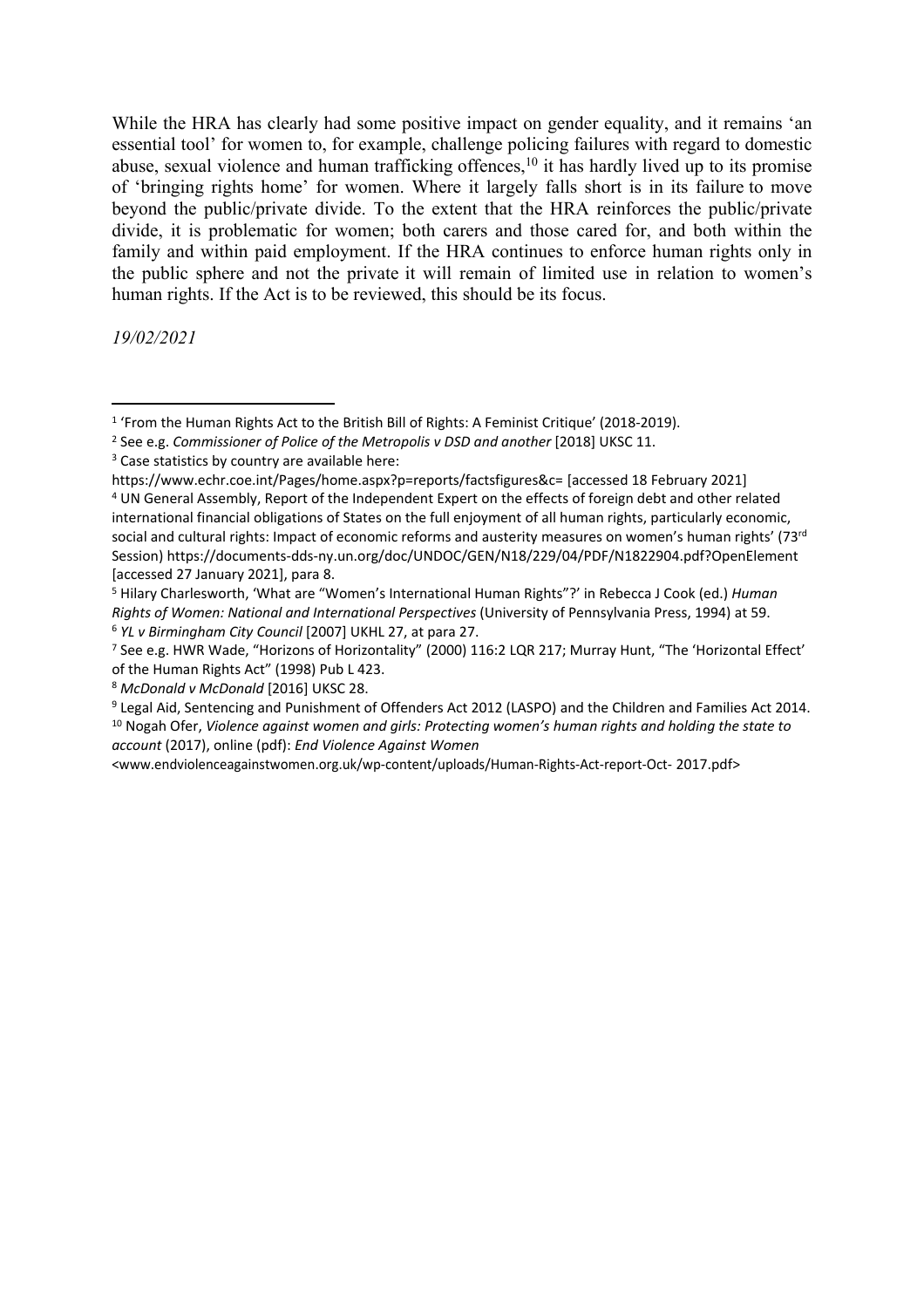While the HRA has clearly had some positive impact on gender equality, and it remains 'an essential tool' for women to, for example, challenge policing failures with regard to domestic abuse, sexual violence and human trafficking offences,[10] it has hardly lived up to its promise of 'bringing rights home' for women. Where it largely falls short is in its failure to move beyond the public/private divide. To the extent that the HRA reinforces the public/private divide, it is problematic for women; both carers and those cared for, and both within the family and within paid employment. If the HRA continues to enforce human rights only in the public sphere and not the private it will remain of limited use in relation to women's human rights. If the Act is to be reviewed, this should be its focus.

*19/02/2021*

---

[1] 'From the Human Rights Act to the British Bill of Rights: A Feminist Critique' (2018-2019).

[2] See e.g. *Commissioner of Police of the Metropolis v DSD and another* [2018] UKSC 11.

[3] Case statistics by country are available here: https://www.echr.coe.int/Pages/home.aspx?p=reports/factsfigures&c= [accessed 18 February 2021]

[4] UN General Assembly, Report of the Independent Expert on the effects of foreign debt and other related international financial obligations of States on the full enjoyment of all human rights, particularly economic, social and cultural rights: Impact of economic reforms and austerity measures on women's human rights' (73rd Session) https://documents-dds-ny.un.org/doc/UNDOC/GEN/N18/229/04/PDF/N1822904.pdf?OpenElement [accessed 27 January 2021], para 8.

[5] Hilary Charlesworth, 'What are "Women's International Human Rights"?' in Rebecca J Cook (ed.) *Human Rights of Women: National and International Perspectives* (University of Pennsylvania Press, 1994) at 59.

[6] *YL v Birmingham City Council* [2007] UKHL 27, at para 27.

[7] See e.g. HWR Wade, "Horizons of Horizontality" (2000) 116:2 LQR 217; Murray Hunt, "The 'Horizontal Effect' of the Human Rights Act" (1998) Pub L 423.

[8] *McDonald v McDonald* [2016] UKSC 28.

[9] Legal Aid, Sentencing and Punishment of Offenders Act 2012 (LASPO) and the Children and Families Act 2014.

[10] Nogah Ofer, *Violence against women and girls: Protecting women's human rights and holding the state to account* (2017), online (pdf): *End Violence Against Women* <www.endviolenceagainstwomen.org.uk/wp-content/uploads/Human-Rights-Act-report-Oct- 2017.pdf>